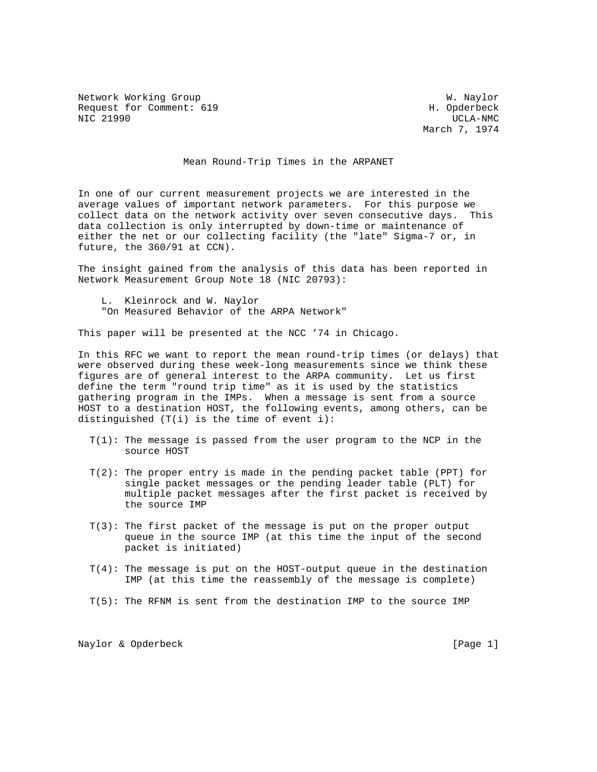Network Working Group W. Naylor
Request for Comment: 619 H. Opderbeck
NIC 21990 UCLA-NMC
March 7, 1974

# Mean Round-Trip Times in the ARPANET

In one of our current measurement projects we are interested in the average values of important network parameters. For this purpose we collect data on the network activity over seven consecutive days. This data collection is only interrupted by down-time or maintenance of either the net or our collecting facility (the "late" Sigma-7 or, in future, the 360/91 at CCN).

The insight gained from the analysis of this data has been reported in Network Measurement Group Note 18 (NIC 20793):

> L. Kleinrock and W. Naylor
> "On Measured Behavior of the ARPA Network"

This paper will be presented at the NCC ’74 in Chicago.

In this RFC we want to report the mean round-trip times (or delays) that were observed during these week-long measurements since we think these figures are of general interest to the ARPA community. Let us first define the term "round trip time" as it is used by the statistics gathering program in the IMPs. When a message is sent from a source HOST to a destination HOST, the following events, among others, can be distinguished (T(i) is the time of event i):

- T(1): The message is passed from the user program to the NCP in the source HOST
- T(2): The proper entry is made in the pending packet table (PPT) for single packet messages or the pending leader table (PLT) for multiple packet messages after the first packet is received by the source IMP
- T(3): The first packet of the message is put on the proper output queue in the source IMP (at this time the input of the second packet is initiated)
- T(4): The message is put on the HOST-output queue in the destination IMP (at this time the reassembly of the message is complete)
- T(5): The RFNM is sent from the destination IMP to the source IMP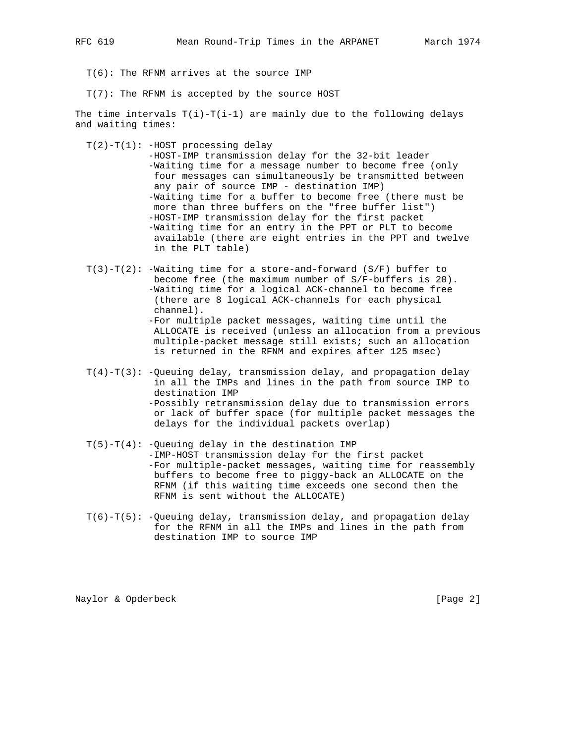T(6): The RFNM arrives at the source IMP

T(7): The RFNM is accepted by the source HOST

The time intervals T(i)-T(i-1) are mainly due to the following delays and waiting times:

T(2)-T(1):
- HOST processing delay
- HOST-IMP transmission delay for the 32-bit leader
- Waiting time for a message number to become free (only four messages can simultaneously be transmitted between any pair of source IMP - destination IMP)
- Waiting time for a buffer to become free (there must be more than three buffers on the "free buffer list")
- HOST-IMP transmission delay for the first packet
- Waiting time for an entry in the PPT or PLT to become available (there are eight entries in the PPT and twelve in the PLT table)

T(3)-T(2):
- Waiting time for a store-and-forward (S/F) buffer to become free (the maximum number of S/F-buffers is 20).
- Waiting time for a logical ACK-channel to become free (there are 8 logical ACK-channels for each physical channel).
- For multiple packet messages, waiting time until the ALLOCATE is received (unless an allocation from a previous multiple-packet message still exists; such an allocation is returned in the RFNM and expires after 125 msec)

T(4)-T(3):
- Queuing delay, transmission delay, and propagation delay in all the IMPs and lines in the path from source IMP to destination IMP
- Possibly retransmission delay due to transmission errors or lack of buffer space (for multiple packet messages the delays for the individual packets overlap)

T(5)-T(4):
- Queuing delay in the destination IMP
- IMP-HOST transmission delay for the first packet
- For multiple-packet messages, waiting time for reassembly buffers to become free to piggy-back an ALLOCATE on the RFNM (if this waiting time exceeds one second then the RFNM is sent without the ALLOCATE)

T(6)-T(5):
- Queuing delay, transmission delay, and propagation delay for the RFNM in all the IMPs and lines in the path from destination IMP to source IMP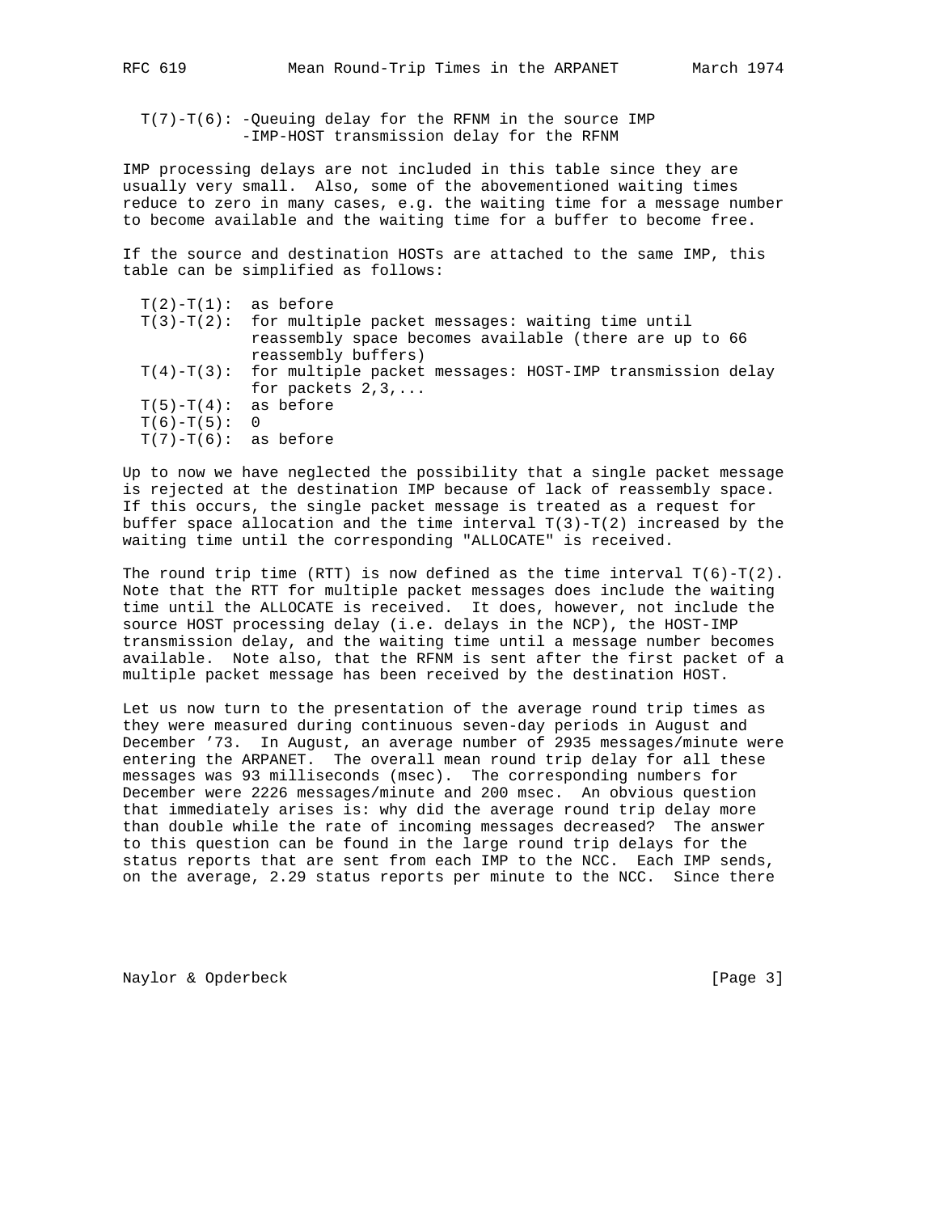T(7)-T(6): -Queuing delay for the RFNM in the source IMP
           -IMP-HOST transmission delay for the RFNM

IMP processing delays are not included in this table since they are usually very small. Also, some of the abovementioned waiting times reduce to zero in many cases, e.g. the waiting time for a message number to become available and the waiting time for a buffer to become free.

If the source and destination HOSTs are attached to the same IMP, this table can be simplified as follows:

```
T(2)-T(1):  as before
T(3)-T(2):  for multiple packet messages: waiting time until
            reassembly space becomes available (there are up to 66
            reassembly buffers)
T(4)-T(3):  for multiple packet messages: HOST-IMP transmission delay
            for packets 2,3,...
T(5)-T(4):  as before
T(6)-T(5):  0
T(7)-T(6):  as before
```

Up to now we have neglected the possibility that a single packet message is rejected at the destination IMP because of lack of reassembly space. If this occurs, the single packet message is treated as a request for buffer space allocation and the time interval T(3)-T(2) increased by the waiting time until the corresponding "ALLOCATE" is received.

The round trip time (RTT) is now defined as the time interval T(6)-T(2). Note that the RTT for multiple packet messages does include the waiting time until the ALLOCATE is received. It does, however, not include the source HOST processing delay (i.e. delays in the NCP), the HOST-IMP transmission delay, and the waiting time until a message number becomes available. Note also, that the RFNM is sent after the first packet of a multiple packet message has been received by the destination HOST.

Let us now turn to the presentation of the average round trip times as they were measured during continuous seven-day periods in August and December '73. In August, an average number of 2935 messages/minute were entering the ARPANET. The overall mean round trip delay for all these messages was 93 milliseconds (msec). The corresponding numbers for December were 2226 messages/minute and 200 msec. An obvious question that immediately arises is: why did the average round trip delay more than double while the rate of incoming messages decreased? The answer to this question can be found in the large round trip delays for the status reports that are sent from each IMP to the NCC. Each IMP sends, on the average, 2.29 status reports per minute to the NCC. Since there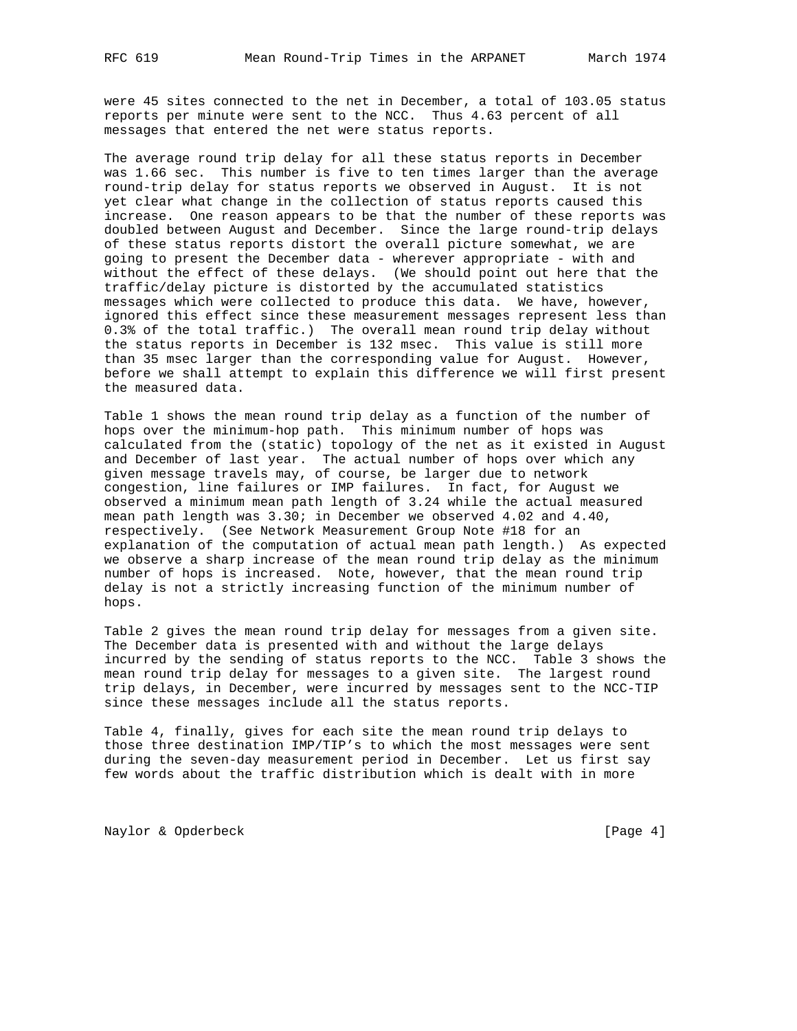were 45 sites connected to the net in December, a total of 103.05 status reports per minute were sent to the NCC. Thus 4.63 percent of all messages that entered the net were status reports.

The average round trip delay for all these status reports in December was 1.66 sec. This number is five to ten times larger than the average round-trip delay for status reports we observed in August. It is not yet clear what change in the collection of status reports caused this increase. One reason appears to be that the number of these reports was doubled between August and December. Since the large round-trip delays of these status reports distort the overall picture somewhat, we are going to present the December data - wherever appropriate - with and without the effect of these delays. (We should point out here that the traffic/delay picture is distorted by the accumulated statistics messages which were collected to produce this data. We have, however, ignored this effect since these measurement messages represent less than 0.3% of the total traffic.) The overall mean round trip delay without the status reports in December is 132 msec. This value is still more than 35 msec larger than the corresponding value for August. However, before we shall attempt to explain this difference we will first present the measured data.

Table 1 shows the mean round trip delay as a function of the number of hops over the minimum-hop path. This minimum number of hops was calculated from the (static) topology of the net as it existed in August and December of last year. The actual number of hops over which any given message travels may, of course, be larger due to network congestion, line failures or IMP failures. In fact, for August we observed a minimum mean path length of 3.24 while the actual measured mean path length was 3.30; in December we observed 4.02 and 4.40, respectively. (See Network Measurement Group Note #18 for an explanation of the computation of actual mean path length.) As expected we observe a sharp increase of the mean round trip delay as the minimum number of hops is increased. Note, however, that the mean round trip delay is not a strictly increasing function of the minimum number of hops.

Table 2 gives the mean round trip delay for messages from a given site. The December data is presented with and without the large delays incurred by the sending of status reports to the NCC. Table 3 shows the mean round trip delay for messages to a given site. The largest round trip delays, in December, were incurred by messages sent to the NCC-TIP since these messages include all the status reports.

Table 4, finally, gives for each site the mean round trip delays to those three destination IMP/TIP's to which the most messages were sent during the seven-day measurement period in December. Let us first say few words about the traffic distribution which is dealt with in more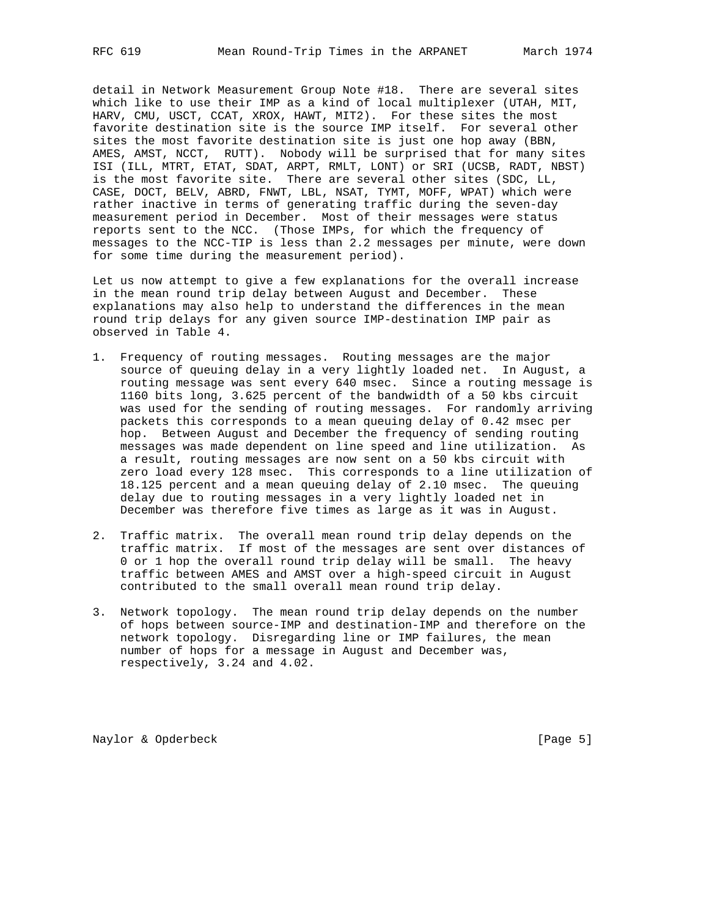detail in Network Measurement Group Note #18. There are several sites which like to use their IMP as a kind of local multiplexer (UTAH, MIT, HARV, CMU, USCT, CCAT, XROX, HAWT, MIT2). For these sites the most favorite destination site is the source IMP itself. For several other sites the most favorite destination site is just one hop away (BBN, AMES, AMST, NCCT, RUTT). Nobody will be surprised that for many sites ISI (ILL, MTRT, ETAT, SDAT, ARPT, RMLT, LONT) or SRI (UCSB, RADT, NBST) is the most favorite site. There are several other sites (SDC, LL, CASE, DOCT, BELV, ABRD, FNWT, LBL, NSAT, TYMT, MOFF, WPAT) which were rather inactive in terms of generating traffic during the seven-day measurement period in December. Most of their messages were status reports sent to the NCC. (Those IMPs, for which the frequency of messages to the NCC-TIP is less than 2.2 messages per minute, were down for some time during the measurement period).

Let us now attempt to give a few explanations for the overall increase in the mean round trip delay between August and December. These explanations may also help to understand the differences in the mean round trip delays for any given source IMP-destination IMP pair as observed in Table 4.

1. Frequency of routing messages. Routing messages are the major source of queuing delay in a very lightly loaded net. In August, a routing message was sent every 640 msec. Since a routing message is 1160 bits long, 3.625 percent of the bandwidth of a 50 kbs circuit was used for the sending of routing messages. For randomly arriving packets this corresponds to a mean queuing delay of 0.42 msec per hop. Between August and December the frequency of sending routing messages was made dependent on line speed and line utilization. As a result, routing messages are now sent on a 50 kbs circuit with zero load every 128 msec. This corresponds to a line utilization of 18.125 percent and a mean queuing delay of 2.10 msec. The queuing delay due to routing messages in a very lightly loaded net in December was therefore five times as large as it was in August.

2. Traffic matrix. The overall mean round trip delay depends on the traffic matrix. If most of the messages are sent over distances of 0 or 1 hop the overall round trip delay will be small. The heavy traffic between AMES and AMST over a high-speed circuit in August contributed to the small overall mean round trip delay.

3. Network topology. The mean round trip delay depends on the number of hops between source-IMP and destination-IMP and therefore on the network topology. Disregarding line or IMP failures, the mean number of hops for a message in August and December was, respectively, 3.24 and 4.02.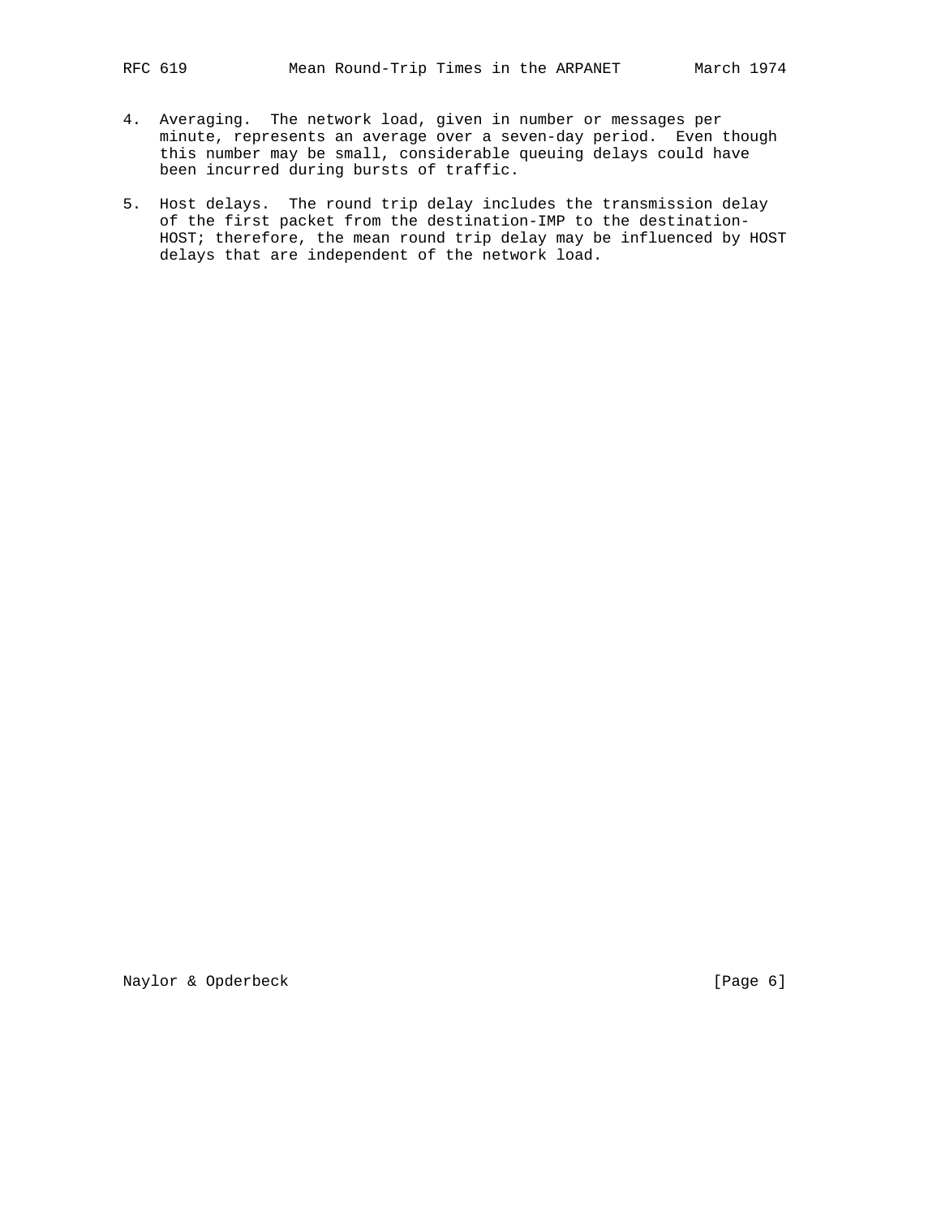4. Averaging. The network load, given in number or messages per minute, represents an average over a seven-day period. Even though this number may be small, considerable queuing delays could have been incurred during bursts of traffic.

5. Host delays. The round trip delay includes the transmission delay of the first packet from the destination-IMP to the destination-HOST; therefore, the mean round trip delay may be influenced by HOST delays that are independent of the network load.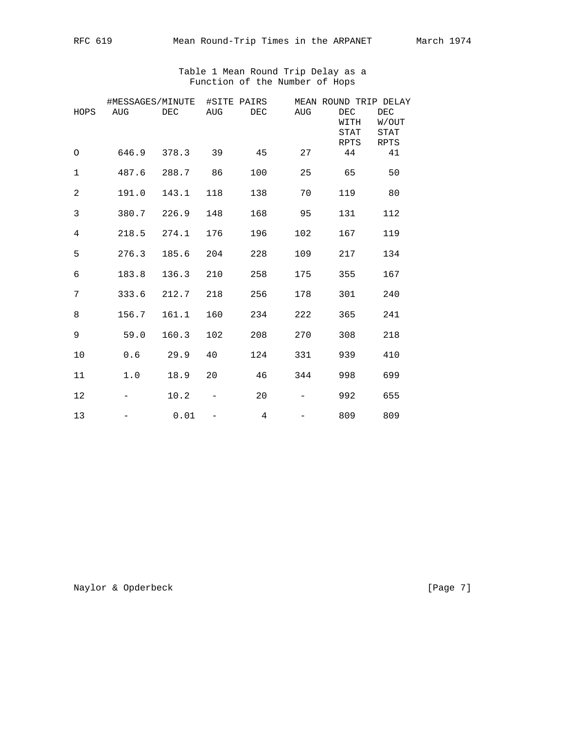Table 1 Mean Round Trip Delay as a Function of the Number of Hops

| HOPS | #MESSAGES/MINUTE AUG | #MESSAGES/MINUTE DEC | #SITE PAIRS AUG | #SITE PAIRS DEC | MEAN ROUND TRIP DELAY AUG | MEAN ROUND TRIP DELAY DEC WITH STAT RPTS | MEAN ROUND TRIP DELAY DEC W/OUT STAT RPTS |
|---|---|---|---|---|---|---|---|
| O | 646.9 | 378.3 | 39 | 45 | 27 | 44 | 41 |
| 1 | 487.6 | 288.7 | 86 | 100 | 25 | 65 | 50 |
| 2 | 191.0 | 143.1 | 118 | 138 | 70 | 119 | 80 |
| 3 | 380.7 | 226.9 | 148 | 168 | 95 | 131 | 112 |
| 4 | 218.5 | 274.1 | 176 | 196 | 102 | 167 | 119 |
| 5 | 276.3 | 185.6 | 204 | 228 | 109 | 217 | 134 |
| 6 | 183.8 | 136.3 | 210 | 258 | 175 | 355 | 167 |
| 7 | 333.6 | 212.7 | 218 | 256 | 178 | 301 | 240 |
| 8 | 156.7 | 161.1 | 160 | 234 | 222 | 365 | 241 |
| 9 | 59.0 | 160.3 | 102 | 208 | 270 | 308 | 218 |
| 10 | 0.6 | 29.9 | 40 | 124 | 331 | 939 | 410 |
| 11 | 1.0 | 18.9 | 20 | 46 | 344 | 998 | 699 |
| 12 | - | 10.2 | - | 20 | - | 992 | 655 |
| 13 | - | 0.01 | - | 4 | - | 809 | 809 |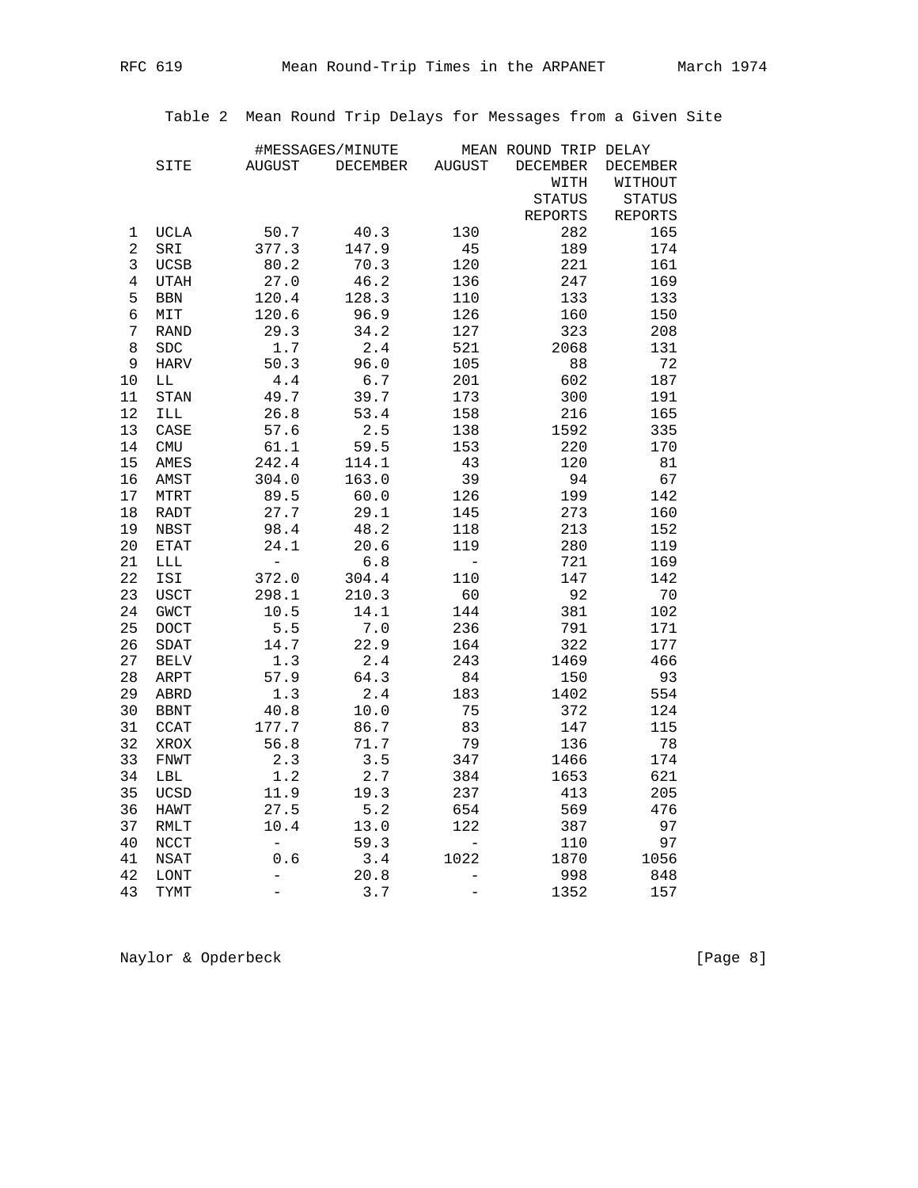Table 2 Mean Round Trip Delays for Messages from a Given Site

| | SITE | #MESSAGES/MINUTE AUGUST | #MESSAGES/MINUTE DECEMBER | MEAN ROUND TRIP DELAY AUGUST | MEAN ROUND TRIP DELAY DECEMBER WITH STATUS REPORTS | MEAN ROUND TRIP DELAY DECEMBER WITHOUT STATUS REPORTS |
|---|---|---|---|---|---|---|
| 1 | UCLA | 50.7 | 40.3 | 130 | 282 | 165 |
| 2 | SRI | 377.3 | 147.9 | 45 | 189 | 174 |
| 3 | UCSB | 80.2 | 70.3 | 120 | 221 | 161 |
| 4 | UTAH | 27.0 | 46.2 | 136 | 247 | 169 |
| 5 | BBN | 120.4 | 128.3 | 110 | 133 | 133 |
| 6 | MIT | 120.6 | 96.9 | 126 | 160 | 150 |
| 7 | RAND | 29.3 | 34.2 | 127 | 323 | 208 |
| 8 | SDC | 1.7 | 2.4 | 521 | 2068 | 131 |
| 9 | HARV | 50.3 | 96.0 | 105 | 88 | 72 |
| 10 | LL | 4.4 | 6.7 | 201 | 602 | 187 |
| 11 | STAN | 49.7 | 39.7 | 173 | 300 | 191 |
| 12 | ILL | 26.8 | 53.4 | 158 | 216 | 165 |
| 13 | CASE | 57.6 | 2.5 | 138 | 1592 | 335 |
| 14 | CMU | 61.1 | 59.5 | 153 | 220 | 170 |
| 15 | AMES | 242.4 | 114.1 | 43 | 120 | 81 |
| 16 | AMST | 304.0 | 163.0 | 39 | 94 | 67 |
| 17 | MTRT | 89.5 | 60.0 | 126 | 199 | 142 |
| 18 | RADT | 27.7 | 29.1 | 145 | 273 | 160 |
| 19 | NBST | 98.4 | 48.2 | 118 | 213 | 152 |
| 20 | ETAT | 24.1 | 20.6 | 119 | 280 | 119 |
| 21 | LLL | - | 6.8 | - | 721 | 169 |
| 22 | ISI | 372.0 | 304.4 | 110 | 147 | 142 |
| 23 | USCT | 298.1 | 210.3 | 60 | 92 | 70 |
| 24 | GWCT | 10.5 | 14.1 | 144 | 381 | 102 |
| 25 | DOCT | 5.5 | 7.0 | 236 | 791 | 171 |
| 26 | SDAT | 14.7 | 22.9 | 164 | 322 | 177 |
| 27 | BELV | 1.3 | 2.4 | 243 | 1469 | 466 |
| 28 | ARPT | 57.9 | 64.3 | 84 | 150 | 93 |
| 29 | ABRD | 1.3 | 2.4 | 183 | 1402 | 554 |
| 30 | BBNT | 40.8 | 10.0 | 75 | 372 | 124 |
| 31 | CCAT | 177.7 | 86.7 | 83 | 147 | 115 |
| 32 | XROX | 56.8 | 71.7 | 79 | 136 | 78 |
| 33 | FNWT | 2.3 | 3.5 | 347 | 1466 | 174 |
| 34 | LBL | 1.2 | 2.7 | 384 | 1653 | 621 |
| 35 | UCSD | 11.9 | 19.3 | 237 | 413 | 205 |
| 36 | HAWT | 27.5 | 5.2 | 654 | 569 | 476 |
| 37 | RMLT | 10.4 | 13.0 | 122 | 387 | 97 |
| 40 | NCCT | - | 59.3 | - | 110 | 97 |
| 41 | NSAT | 0.6 | 3.4 | 1022 | 1870 | 1056 |
| 42 | LONT | - | 20.8 | - | 998 | 848 |
| 43 | TYMT | - | 3.7 | - | 1352 | 157 |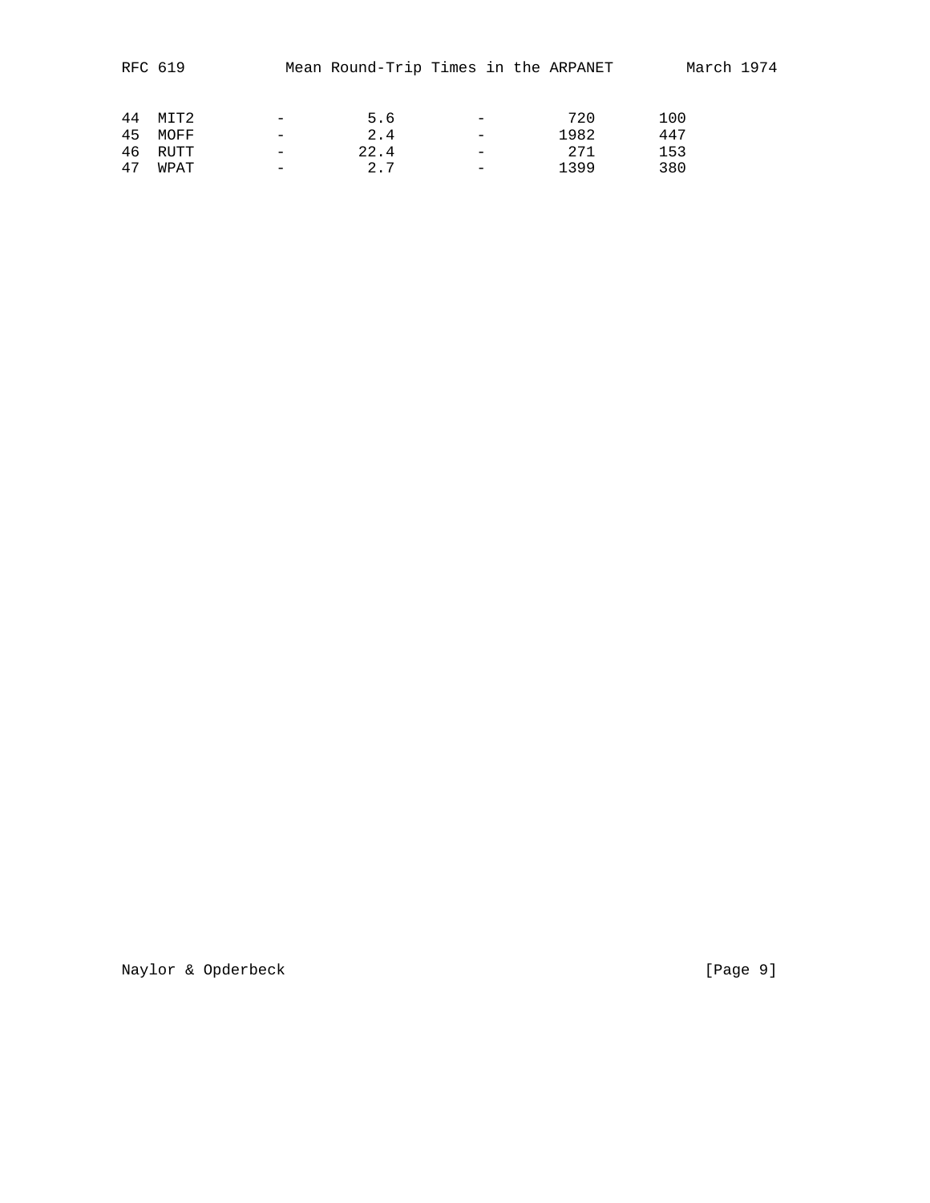| | | | | | | |
|---|---|---|---|---|---|---|
| 44 | MIT2 | - | 5.6 | - | 720 | 100 |
| 45 | MOFF | - | 2.4 | - | 1982 | 447 |
| 46 | RUTT | - | 22.4 | - | 271 | 153 |
| 47 | WPAT | - | 2.7 | - | 1399 | 380 |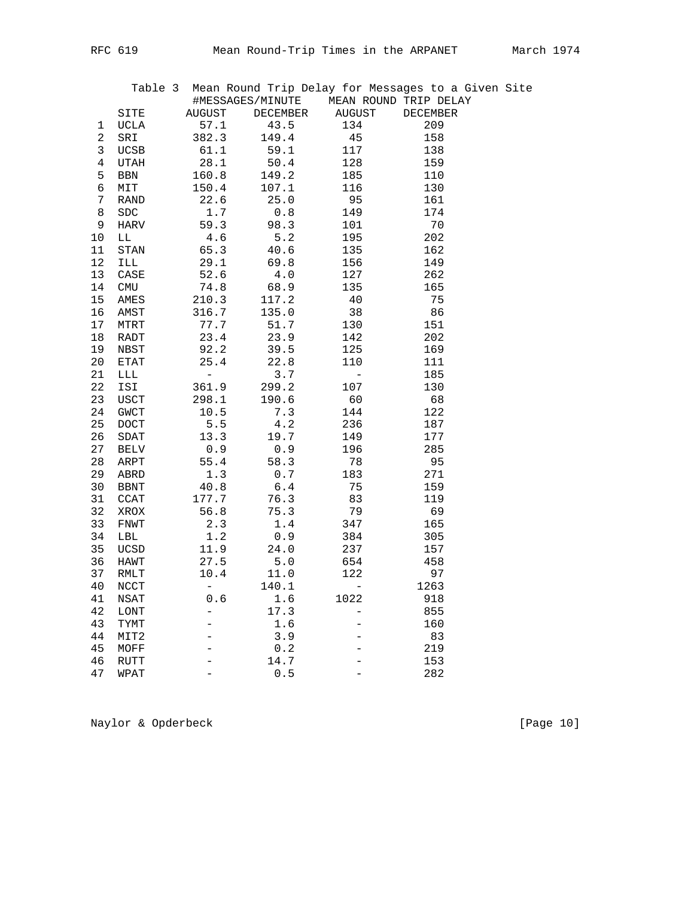Table 3 Mean Round Trip Delay for Messages to a Given Site

| | | #MESSAGES/MINUTE | | MEAN ROUND TRIP DELAY | |
|---|---|---|---|---|---|
| | SITE | AUGUST | DECEMBER | AUGUST | DECEMBER |
| 1 | UCLA | 57.1 | 43.5 | 134 | 209 |
| 2 | SRI | 382.3 | 149.4 | 45 | 158 |
| 3 | UCSB | 61.1 | 59.1 | 117 | 138 |
| 4 | UTAH | 28.1 | 50.4 | 128 | 159 |
| 5 | BBN | 160.8 | 149.2 | 185 | 110 |
| 6 | MIT | 150.4 | 107.1 | 116 | 130 |
| 7 | RAND | 22.6 | 25.0 | 95 | 161 |
| 8 | SDC | 1.7 | 0.8 | 149 | 174 |
| 9 | HARV | 59.3 | 98.3 | 101 | 70 |
| 10 | LL | 4.6 | 5.2 | 195 | 202 |
| 11 | STAN | 65.3 | 40.6 | 135 | 162 |
| 12 | ILL | 29.1 | 69.8 | 156 | 149 |
| 13 | CASE | 52.6 | 4.0 | 127 | 262 |
| 14 | CMU | 74.8 | 68.9 | 135 | 165 |
| 15 | AMES | 210.3 | 117.2 | 40 | 75 |
| 16 | AMST | 316.7 | 135.0 | 38 | 86 |
| 17 | MTRT | 77.7 | 51.7 | 130 | 151 |
| 18 | RADT | 23.4 | 23.9 | 142 | 202 |
| 19 | NBST | 92.2 | 39.5 | 125 | 169 |
| 20 | ETAT | 25.4 | 22.8 | 110 | 111 |
| 21 | LLL | - | 3.7 | - | 185 |
| 22 | ISI | 361.9 | 299.2 | 107 | 130 |
| 23 | USCT | 298.1 | 190.6 | 60 | 68 |
| 24 | GWCT | 10.5 | 7.3 | 144 | 122 |
| 25 | DOCT | 5.5 | 4.2 | 236 | 187 |
| 26 | SDAT | 13.3 | 19.7 | 149 | 177 |
| 27 | BELV | 0.9 | 0.9 | 196 | 285 |
| 28 | ARPT | 55.4 | 58.3 | 78 | 95 |
| 29 | ABRD | 1.3 | 0.7 | 183 | 271 |
| 30 | BBNT | 40.8 | 6.4 | 75 | 159 |
| 31 | CCAT | 177.7 | 76.3 | 83 | 119 |
| 32 | XROX | 56.8 | 75.3 | 79 | 69 |
| 33 | FNWT | 2.3 | 1.4 | 347 | 165 |
| 34 | LBL | 1.2 | 0.9 | 384 | 305 |
| 35 | UCSD | 11.9 | 24.0 | 237 | 157 |
| 36 | HAWT | 27.5 | 5.0 | 654 | 458 |
| 37 | RMLT | 10.4 | 11.0 | 122 | 97 |
| 40 | NCCT | - | 140.1 | - | 1263 |
| 41 | NSAT | 0.6 | 1.6 | 1022 | 918 |
| 42 | LONT | - | 17.3 | - | 855 |
| 43 | TYMT | - | 1.6 | - | 160 |
| 44 | MIT2 | - | 3.9 | - | 83 |
| 45 | MOFF | - | 0.2 | - | 219 |
| 46 | RUTT | - | 14.7 | - | 153 |
| 47 | WPAT | - | 0.5 | - | 282 |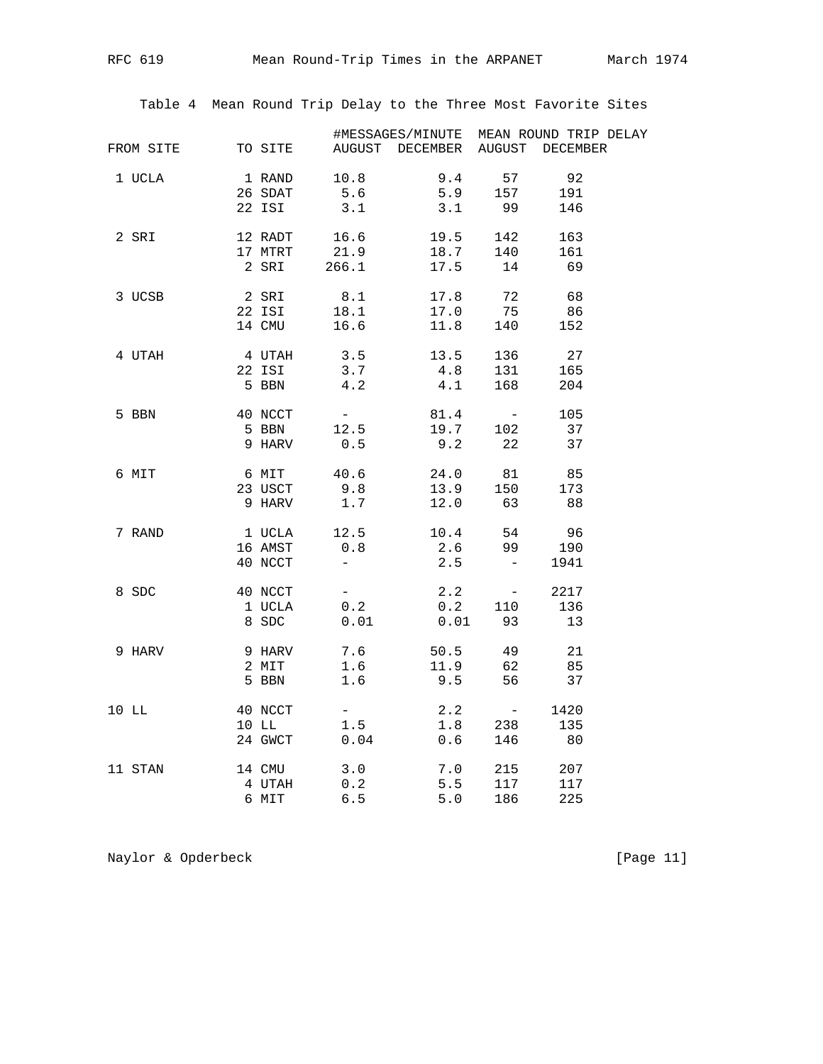Table 4 Mean Round Trip Delay to the Three Most Favorite Sites

| FROM SITE | TO SITE | #MESSAGES/MINUTE AUGUST | DECEMBER | MEAN ROUND TRIP DELAY AUGUST | DECEMBER |
|---|---|---|---|---|---|
| 1 UCLA | 1 RAND | 10.8 | 9.4 | 57 | 92 |
| | 26 SDAT | 5.6 | 5.9 | 157 | 191 |
| | 22 ISI | 3.1 | 3.1 | 99 | 146 |
| 2 SRI | 12 RADT | 16.6 | 19.5 | 142 | 163 |
| | 17 MTRT | 21.9 | 18.7 | 140 | 161 |
| | 2 SRI | 266.1 | 17.5 | 14 | 69 |
| 3 UCSB | 2 SRI | 8.1 | 17.8 | 72 | 68 |
| | 22 ISI | 18.1 | 17.0 | 75 | 86 |
| | 14 CMU | 16.6 | 11.8 | 140 | 152 |
| 4 UTAH | 4 UTAH | 3.5 | 13.5 | 136 | 27 |
| | 22 ISI | 3.7 | 4.8 | 131 | 165 |
| | 5 BBN | 4.2 | 4.1 | 168 | 204 |
| 5 BBN | 40 NCCT | - | 81.4 | - | 105 |
| | 5 BBN | 12.5 | 19.7 | 102 | 37 |
| | 9 HARV | 0.5 | 9.2 | 22 | 37 |
| 6 MIT | 6 MIT | 40.6 | 24.0 | 81 | 85 |
| | 23 USCT | 9.8 | 13.9 | 150 | 173 |
| | 9 HARV | 1.7 | 12.0 | 63 | 88 |
| 7 RAND | 1 UCLA | 12.5 | 10.4 | 54 | 96 |
| | 16 AMST | 0.8 | 2.6 | 99 | 190 |
| | 40 NCCT | - | 2.5 | - | 1941 |
| 8 SDC | 40 NCCT | - | 2.2 | - | 2217 |
| | 1 UCLA | 0.2 | 0.2 | 110 | 136 |
| | 8 SDC | 0.01 | 0.01 | 93 | 13 |
| 9 HARV | 9 HARV | 7.6 | 50.5 | 49 | 21 |
| | 2 MIT | 1.6 | 11.9 | 62 | 85 |
| | 5 BBN | 1.6 | 9.5 | 56 | 37 |
| 10 LL | 40 NCCT | - | 2.2 | - | 1420 |
| | 10 LL | 1.5 | 1.8 | 238 | 135 |
| | 24 GWCT | 0.04 | 0.6 | 146 | 80 |
| 11 STAN | 14 CMU | 3.0 | 7.0 | 215 | 207 |
| | 4 UTAH | 0.2 | 5.5 | 117 | 117 |
| | 6 MIT | 6.5 | 5.0 | 186 | 225 |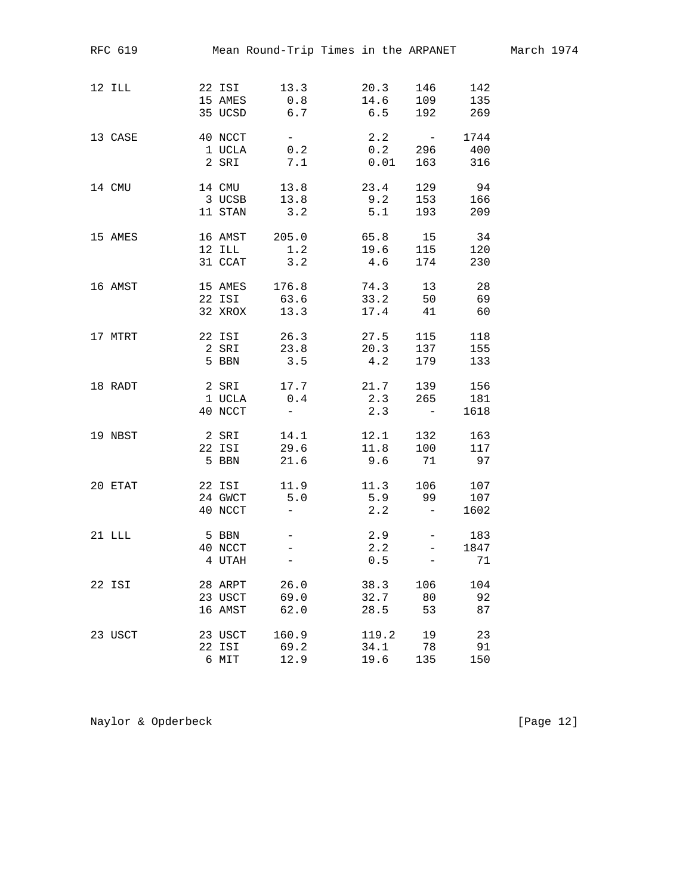| | | | | | |
|---|---|---|---|---|---|
| 12 ILL | 22 ISI | 13.3 | 20.3 | 146 | 142 |
| | 15 AMES | 0.8 | 14.6 | 109 | 135 |
| | 35 UCSD | 6.7 | 6.5 | 192 | 269 |
| 13 CASE | 40 NCCT | - | 2.2 | - | 1744 |
| | 1 UCLA | 0.2 | 0.2 | 296 | 400 |
| | 2 SRI | 7.1 | 0.01 | 163 | 316 |
| 14 CMU | 14 CMU | 13.8 | 23.4 | 129 | 94 |
| | 3 UCSB | 13.8 | 9.2 | 153 | 166 |
| | 11 STAN | 3.2 | 5.1 | 193 | 209 |
| 15 AMES | 16 AMST | 205.0 | 65.8 | 15 | 34 |
| | 12 ILL | 1.2 | 19.6 | 115 | 120 |
| | 31 CCAT | 3.2 | 4.6 | 174 | 230 |
| 16 AMST | 15 AMES | 176.8 | 74.3 | 13 | 28 |
| | 22 ISI | 63.6 | 33.2 | 50 | 69 |
| | 32 XROX | 13.3 | 17.4 | 41 | 60 |
| 17 MTRT | 22 ISI | 26.3 | 27.5 | 115 | 118 |
| | 2 SRI | 23.8 | 20.3 | 137 | 155 |
| | 5 BBN | 3.5 | 4.2 | 179 | 133 |
| 18 RADT | 2 SRI | 17.7 | 21.7 | 139 | 156 |
| | 1 UCLA | 0.4 | 2.3 | 265 | 181 |
| | 40 NCCT | - | 2.3 | - | 1618 |
| 19 NBST | 2 SRI | 14.1 | 12.1 | 132 | 163 |
| | 22 ISI | 29.6 | 11.8 | 100 | 117 |
| | 5 BBN | 21.6 | 9.6 | 71 | 97 |
| 20 ETAT | 22 ISI | 11.9 | 11.3 | 106 | 107 |
| | 24 GWCT | 5.0 | 5.9 | 99 | 107 |
| | 40 NCCT | - | 2.2 | - | 1602 |
| 21 LLL | 5 BBN | - | 2.9 | - | 183 |
| | 40 NCCT | - | 2.2 | - | 1847 |
| | 4 UTAH | - | 0.5 | - | 71 |
| 22 ISI | 28 ARPT | 26.0 | 38.3 | 106 | 104 |
| | 23 USCT | 69.0 | 32.7 | 80 | 92 |
| | 16 AMST | 62.0 | 28.5 | 53 | 87 |
| 23 USCT | 23 USCT | 160.9 | 119.2 | 19 | 23 |
| | 22 ISI | 69.2 | 34.1 | 78 | 91 |
| | 6 MIT | 12.9 | 19.6 | 135 | 150 |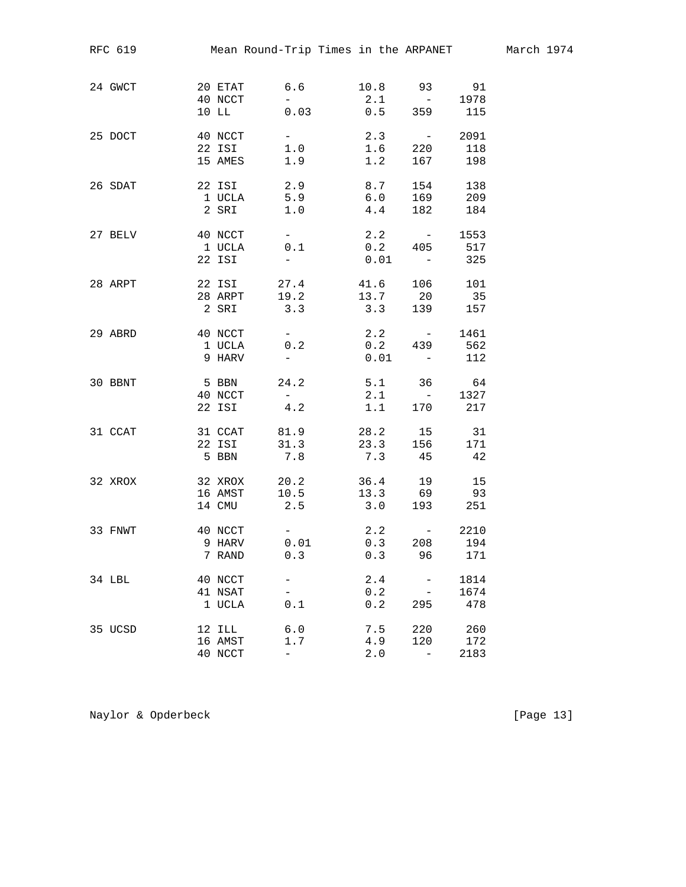| | | | | | |
|---|---|---|---|---|---|
| 24 GWCT | 20 ETAT | 6.6 | 10.8 | 93 | 91 |
| | 40 NCCT | - | 2.1 | - | 1978 |
| | 10 LL | 0.03 | 0.5 | 359 | 115 |
| 25 DOCT | 40 NCCT | - | 2.3 | - | 2091 |
| | 22 ISI | 1.0 | 1.6 | 220 | 118 |
| | 15 AMES | 1.9 | 1.2 | 167 | 198 |
| 26 SDAT | 22 ISI | 2.9 | 8.7 | 154 | 138 |
| | 1 UCLA | 5.9 | 6.0 | 169 | 209 |
| | 2 SRI | 1.0 | 4.4 | 182 | 184 |
| 27 BELV | 40 NCCT | - | 2.2 | - | 1553 |
| | 1 UCLA | 0.1 | 0.2 | 405 | 517 |
| | 22 ISI | - | 0.01 | - | 325 |
| 28 ARPT | 22 ISI | 27.4 | 41.6 | 106 | 101 |
| | 28 ARPT | 19.2 | 13.7 | 20 | 35 |
| | 2 SRI | 3.3 | 3.3 | 139 | 157 |
| 29 ABRD | 40 NCCT | - | 2.2 | - | 1461 |
| | 1 UCLA | 0.2 | 0.2 | 439 | 562 |
| | 9 HARV | - | 0.01 | - | 112 |
| 30 BBNT | 5 BBN | 24.2 | 5.1 | 36 | 64 |
| | 40 NCCT | - | 2.1 | - | 1327 |
| | 22 ISI | 4.2 | 1.1 | 170 | 217 |
| 31 CCAT | 31 CCAT | 81.9 | 28.2 | 15 | 31 |
| | 22 ISI | 31.3 | 23.3 | 156 | 171 |
| | 5 BBN | 7.8 | 7.3 | 45 | 42 |
| 32 XROX | 32 XROX | 20.2 | 36.4 | 19 | 15 |
| | 16 AMST | 10.5 | 13.3 | 69 | 93 |
| | 14 CMU | 2.5 | 3.0 | 193 | 251 |
| 33 FNWT | 40 NCCT | - | 2.2 | - | 2210 |
| | 9 HARV | 0.01 | 0.3 | 208 | 194 |
| | 7 RAND | 0.3 | 0.3 | 96 | 171 |
| 34 LBL | 40 NCCT | - | 2.4 | - | 1814 |
| | 41 NSAT | - | 0.2 | - | 1674 |
| | 1 UCLA | 0.1 | 0.2 | 295 | 478 |
| 35 UCSD | 12 ILL | 6.0 | 7.5 | 220 | 260 |
| | 16 AMST | 1.7 | 4.9 | 120 | 172 |
| | 40 NCCT | - | 2.0 | - | 2183 |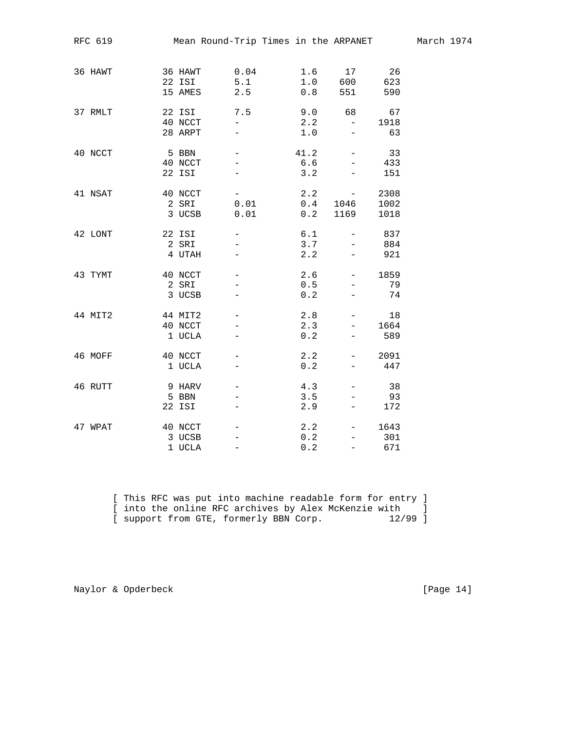| | | | | | |
|---|---|---|---|---|---|
| 36 HAWT | 36 HAWT | 0.04 | 1.6 | 17 | 26 |
| | 22 ISI | 5.1 | 1.0 | 600 | 623 |
| | 15 AMES | 2.5 | 0.8 | 551 | 590 |
| 37 RMLT | 22 ISI | 7.5 | 9.0 | 68 | 67 |
| | 40 NCCT | - | 2.2 | - | 1918 |
| | 28 ARPT | - | 1.0 | - | 63 |
| 40 NCCT | 5 BBN | - | 41.2 | - | 33 |
| | 40 NCCT | - | 6.6 | - | 433 |
| | 22 ISI | - | 3.2 | - | 151 |
| 41 NSAT | 40 NCCT | - | 2.2 | - | 2308 |
| | 2 SRI | 0.01 | 0.4 | 1046 | 1002 |
| | 3 UCSB | 0.01 | 0.2 | 1169 | 1018 |
| 42 LONT | 22 ISI | - | 6.1 | - | 837 |
| | 2 SRI | - | 3.7 | - | 884 |
| | 4 UTAH | - | 2.2 | - | 921 |
| 43 TYMT | 40 NCCT | - | 2.6 | - | 1859 |
| | 2 SRI | - | 0.5 | - | 79 |
| | 3 UCSB | - | 0.2 | - | 74 |
| 44 MIT2 | 44 MIT2 | - | 2.8 | - | 18 |
| | 40 NCCT | - | 2.3 | - | 1664 |
| | 1 UCLA | - | 0.2 | - | 589 |
| 46 MOFF | 40 NCCT | - | 2.2 | - | 2091 |
| | 1 UCLA | - | 0.2 | - | 447 |
| 46 RUTT | 9 HARV | - | 4.3 | - | 38 |
| | 5 BBN | - | 3.5 | - | 93 |
| | 22 ISI | - | 2.9 | - | 172 |
| 47 WPAT | 40 NCCT | - | 2.2 | - | 1643 |
| | 3 UCSB | - | 0.2 | - | 301 |
| | 1 UCLA | - | 0.2 | - | 671 |

[ This RFC was put into machine readable form for entry ]
[ into the online RFC archives by Alex McKenzie with ]
[ support from GTE, formerly BBN Corp. 12/99 ]